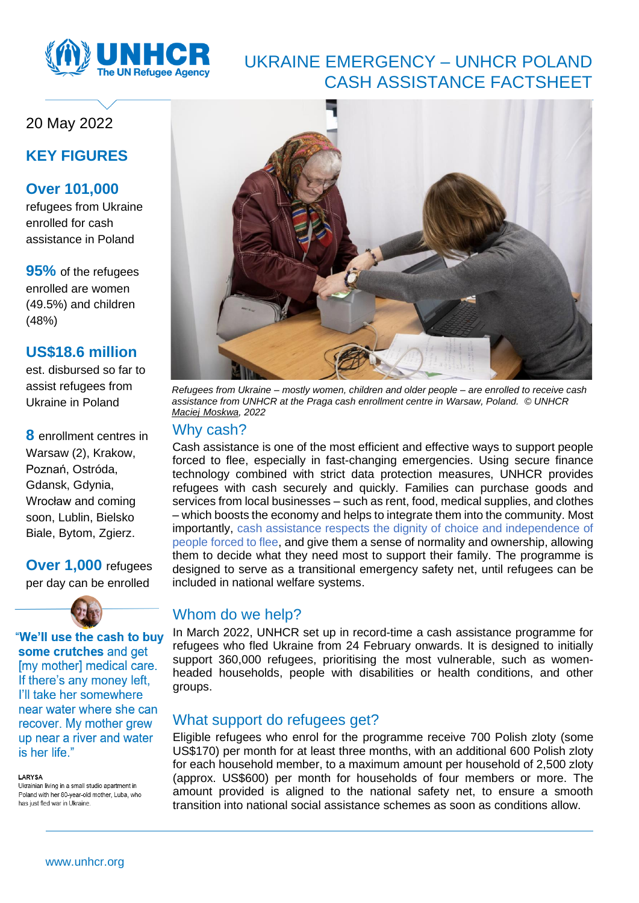# UKRAINE EMERGENCY – UNHCR POLAND CASH ASSISTANCE FACTSHEET

20 May 2022

## KEY FIGURES

**Over 101,000**
refugees from Ukraine enrolled for cash assistance in Poland

**95%** of the refugees enrolled are women (49.5%) and children (48%)

**US$18.6 million**
est. disbursed so far to assist refugees from Ukraine in Poland

**8** enrollment centres in Warsaw (2), Krakow, Poznań, Ostróda, Gdansk, Gdynia, Wrocław and coming soon, Lublin, Bielsko Biale, Bytom, Zgierz.

**Over 1,000** refugees per day can be enrolled

"**We'll use the cash to buy some crutches** and get [my mother] medical care. If there's any money left, I'll take her somewhere near water where she can recover. My mother grew up near a river and water is her life."

**LARYSA**
Ukrainian living in a small studio apartment in Poland with her 80-year-old mother, Luba, who has just fled war in Ukraine.

*Refugees from Ukraine – mostly women, children and older people – are enrolled to receive cash assistance from UNHCR at the Praga cash enrollment centre in Warsaw, Poland. © UNHCR Maciej Moskwa, 2022*

## Why cash?

Cash assistance is one of the most efficient and effective ways to support people forced to flee, especially in fast-changing emergencies. Using secure finance technology combined with strict data protection measures, UNHCR provides refugees with cash securely and quickly. Families can purchase goods and services from local businesses – such as rent, food, medical supplies, and clothes – which boosts the economy and helps to integrate them into the community. Most importantly, cash assistance respects the dignity of choice and independence of people forced to flee, and give them a sense of normality and ownership, allowing them to decide what they need most to support their family. The programme is designed to serve as a transitional emergency safety net, until refugees can be included in national welfare systems.

## Whom do we help?

In March 2022, UNHCR set up in record-time a cash assistance programme for refugees who fled Ukraine from 24 February onwards. It is designed to initially support 360,000 refugees, prioritising the most vulnerable, such as women-headed households, people with disabilities or health conditions, and other groups.

## What support do refugees get?

Eligible refugees who enrol for the programme receive 700 Polish zloty (some US$170) per month for at least three months, with an additional 600 Polish zloty for each household member, to a maximum amount per household of 2,500 zloty (approx. US$600) per month for households of four members or more. The amount provided is aligned to the national safety net, to ensure a smooth transition into national social assistance schemes as soon as conditions allow.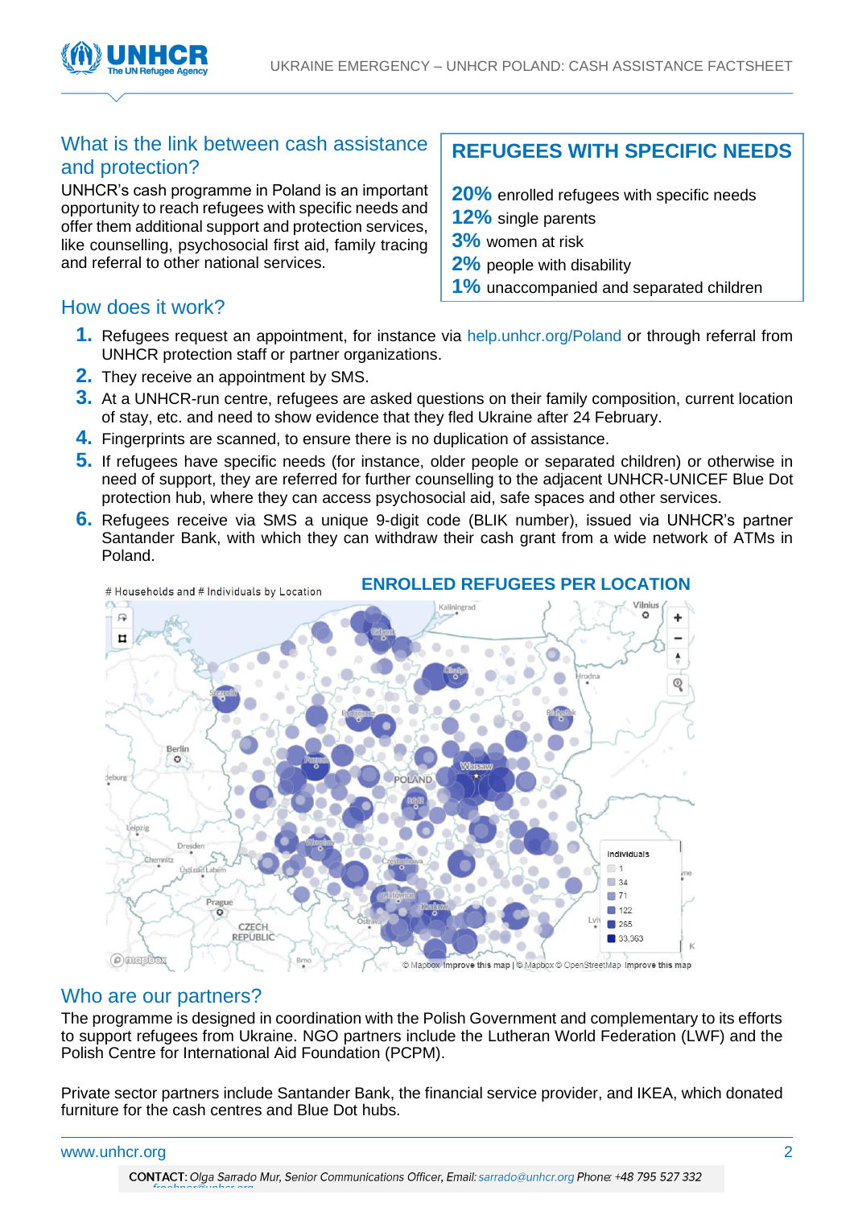## What is the link between cash assistance and protection?

UNHCR's cash programme in Poland is an important opportunity to reach refugees with specific needs and offer them additional support and protection services, like counselling, psychosocial first aid, family tracing and referral to other national services.

## REFUGEES WITH SPECIFIC NEEDS

**20%** enrolled refugees with specific needs
**12%** single parents
**3%** women at risk
**2%** people with disability
**1%** unaccompanied and separated children

## How does it work?

1. Refugees request an appointment, for instance via help.unhcr.org/Poland or through referral from UNHCR protection staff or partner organizations.
2. They receive an appointment by SMS.
3. At a UNHCR-run centre, refugees are asked questions on their family composition, current location of stay, etc. and need to show evidence that they fled Ukraine after 24 February.
4. Fingerprints are scanned, to ensure there is no duplication of assistance.
5. If refugees have specific needs (for instance, older people or separated children) or otherwise in need of support, they are referred for further counselling to the adjacent UNHCR-UNICEF Blue Dot protection hub, where they can access psychosocial aid, safe spaces and other services.
6. Refugees receive via SMS a unique 9-digit code (BLIK number), issued via UNHCR's partner Santander Bank, with which they can withdraw their cash grant from a wide network of ATMs in Poland.

## ENROLLED REFUGEES PER LOCATION

\# Households and # Individuals by Location

Individuals
1
34
71
122
265
33,363

© Mapbox Improve this map | © Mapbox © OpenStreetMap Improve this map

## Who are our partners?

The programme is designed in coordination with the Polish Government and complementary to its efforts to support refugees from Ukraine. NGO partners include the Lutheran World Federation (LWF) and the Polish Centre for International Aid Foundation (PCPM).

Private sector partners include Santander Bank, the financial service provider, and IKEA, which donated furniture for the cash centres and Blue Dot hubs.

**CONTACT:** *Olga Sarrado Mur, Senior Communications Officer, Email: sarrado@unhcr.org Phone: +48 795 527 332*